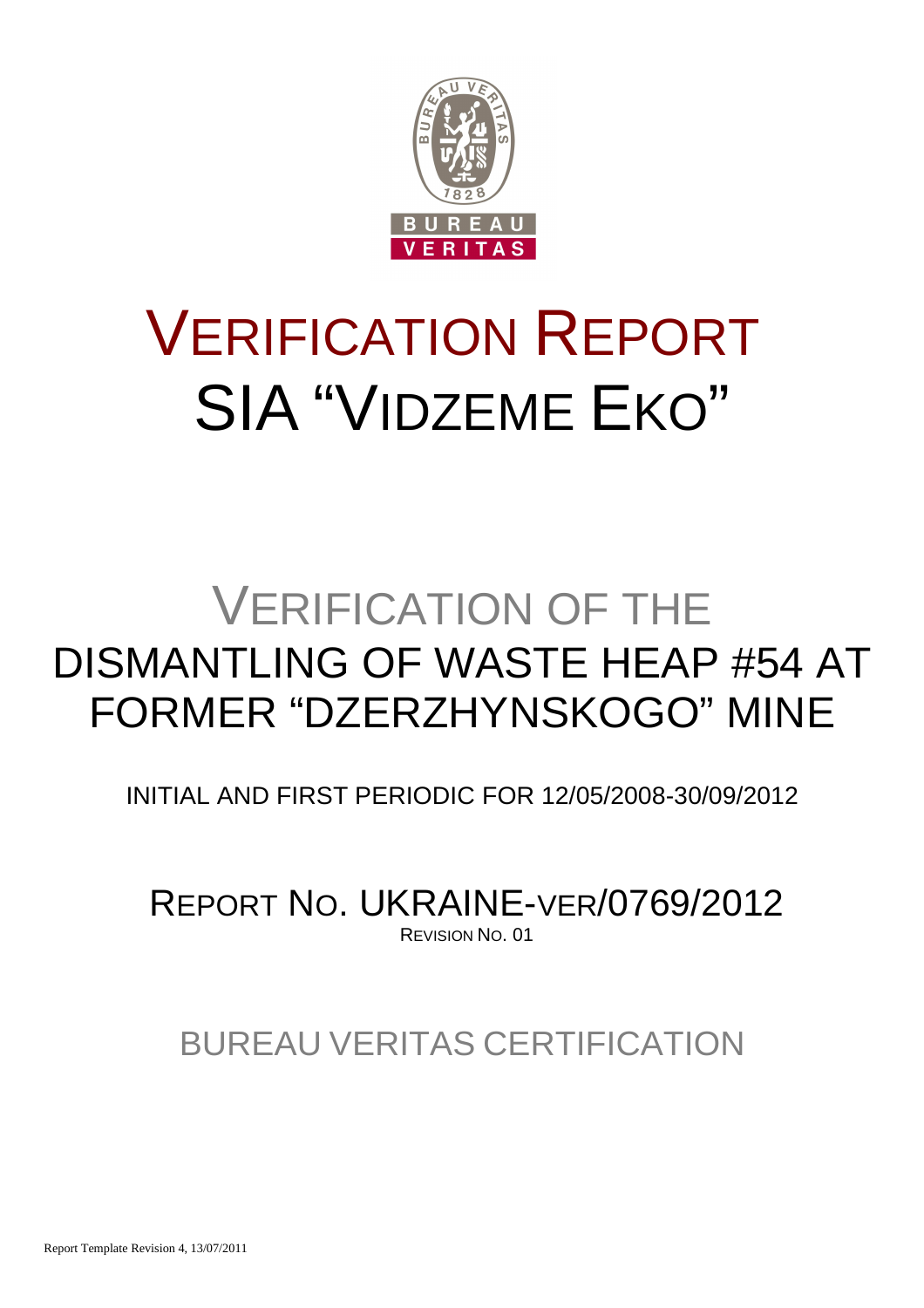# VERIFICATION REPORT
# SIA "VIDZEME EKO"

## VERIFICATION OF THE DISMANTLING OF WASTE HEAP #54 AT FORMER "DZERZHYNSKOGO" MINE

INITIAL AND FIRST PERIODIC FOR 12/05/2008-30/09/2012

REPORT NO. UKRAINE-VER/0769/2012

REVISION NO. 01

BUREAU VERITAS CERTIFICATION

Report Template Revision 4, 13/07/2011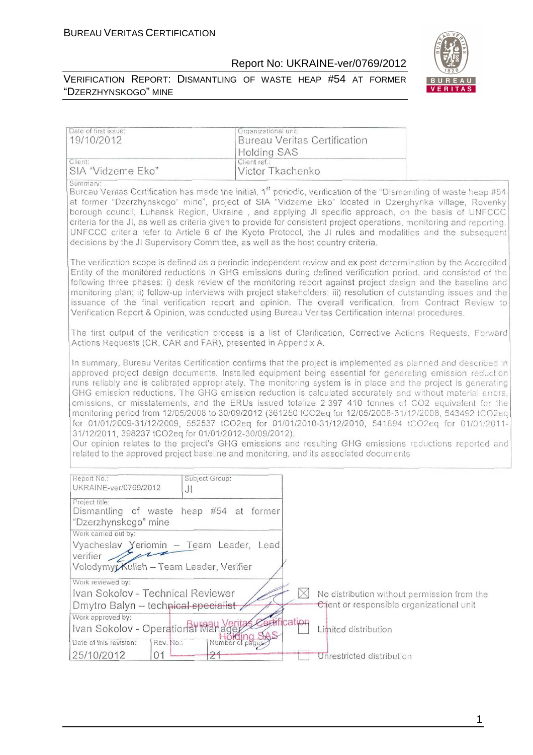| Date of first issue: 19/10/2012 | Organizational unit: Bureau Veritas Certification Holding SAS |
|---|---|
| Client: SIA "Vidzeme Eko" | Client ref.: Victor Tkachenko |

Summary:

Bureau Veritas Certification has made the initial, 1st periodic, verification of the "Dismantling of waste heap #54 at former "Dzerzhynskogo" mine", project of SIA "Vidzeme Eko" located in Dzerghynka village, Rovenky borough council, Luhansk Region, Ukraine , and applying JI specific approach, on the basis of UNFCCC criteria for the JI, as well as criteria given to provide for consistent project operations, monitoring and reporting. UNFCCC criteria refer to Article 6 of the Kyoto Protocol, the JI rules and modalities and the subsequent decisions by the JI Supervisory Committee, as well as the host country criteria.

The verification scope is defined as a periodic independent review and ex post determination by the Accredited Entity of the monitored reductions in GHG emissions during defined verification period, and consisted of the following three phases: i) desk review of the monitoring report against project design and the baseline and monitoring plan; ii) follow-up interviews with project stakeholders; iii) resolution of outstanding issues and the issuance of the final verification report and opinion. The overall verification, from Contract Review to Verification Report & Opinion, was conducted using Bureau Veritas Certification internal procedures.

The first output of the verification process is a list of Clarification, Corrective Actions Requests, Forward Actions Requests (CR, CAR and FAR), presented in Appendix A.

In summary, Bureau Veritas Certification confirms that the project is implemented as planned and described in approved project design documents. Installed equipment being essential for generating emission reduction runs reliably and is calibrated appropriately. The monitoring system is in place and the project is generating GHG emission reductions. The GHG emission reduction is calculated accurately and without material errors, omissions, or misstatements, and the ERUs issued totalize 2 397 410 tonnes of $CO_2$ equivalent for the monitoring period from 12/05/2008 to 30/09/2012 (361250 $tCO_2eq$ for 12/05/2008-31/12/2008, 543492 $tCO_2eq$ for 01/01/2009-31/12/2009, 552537 $tCO_2eq$ for 01/01/2010-31/12/2010, 541894 $tCO_2eq$ for 01/01/2011-31/12/2011, 398237 $tCO_2eq$ for 01/01/2012-30/09/2012).

Our opinion relates to the project's GHG emissions and resulting GHG emissions reductions reported and related to the approved project baseline and monitoring, and its associated documents

| Report No.: UKRAINE-ver/0769/2012 | Subject Group: JI | |
|---|---|---|
| Project title: Dismantling of waste heap #54 at former "Dzerzhynskogo" mine | | |
| Work carried out by: Vyacheslav Yeriomin – Team Leader, Lead verifier; Volodymyr Kulish – Team Leader, Verifier | | |
| Work reviewed by: Ivan Sokolov - Technical Reviewer; Dmytro Balyn – technical specialist | | |
| Work approved by: Ivan Sokolov - Operational Manager | | |
| Date of this revision: 25/10/2012 | Rev. No.: 01 | Number of pages: 21 |

- ☒ No distribution without permission from the Client or responsible organizational unit
- ☐ Limited distribution
- ☐ Unrestricted distribution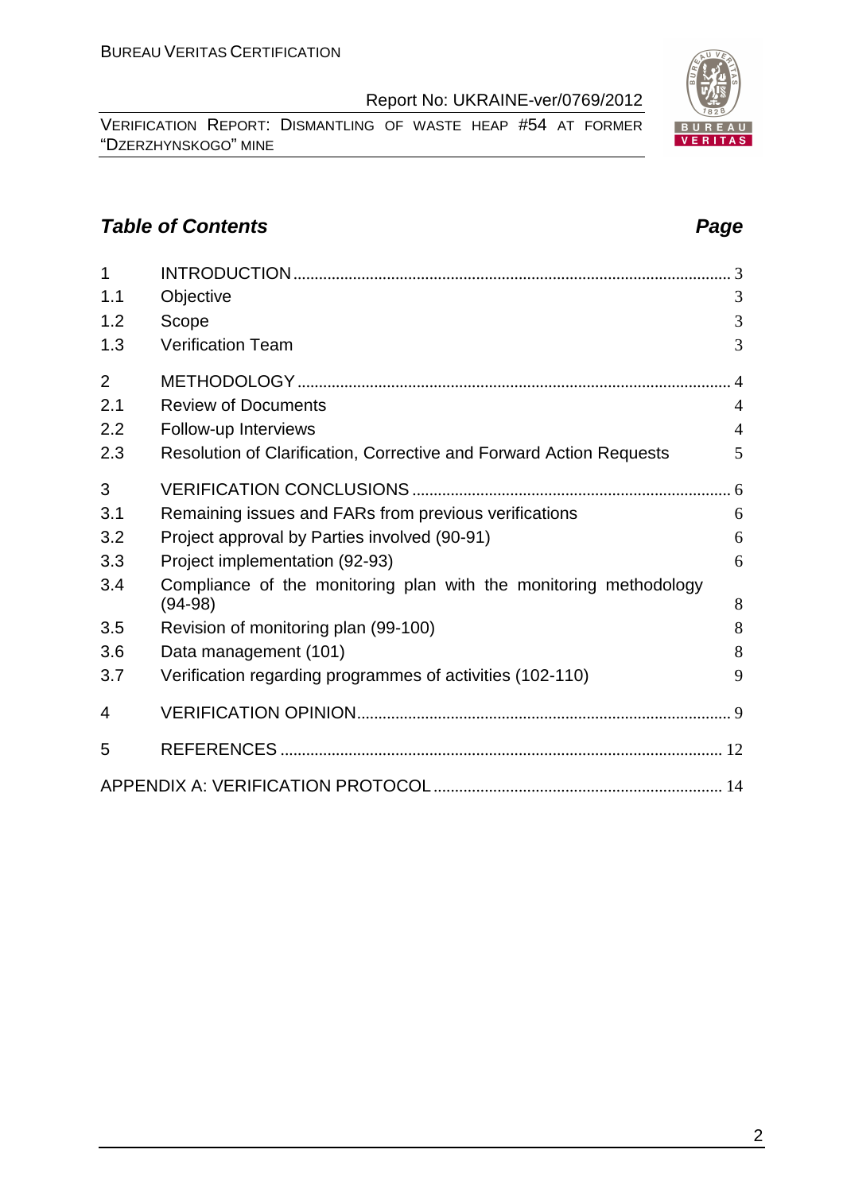## *Table of Contents* *Page*

| | | |
|---|---|---|
| 1 | INTRODUCTION | 3 |
| 1.1 | Objective | 3 |
| 1.2 | Scope | 3 |
| 1.3 | Verification Team | 3 |
| 2 | METHODOLOGY | 4 |
| 2.1 | Review of Documents | 4 |
| 2.2 | Follow-up Interviews | 4 |
| 2.3 | Resolution of Clarification, Corrective and Forward Action Requests | 5 |
| 3 | VERIFICATION CONCLUSIONS | 6 |
| 3.1 | Remaining issues and FARs from previous verifications | 6 |
| 3.2 | Project approval by Parties involved (90-91) | 6 |
| 3.3 | Project implementation (92-93) | 6 |
| 3.4 | Compliance of the monitoring plan with the monitoring methodology (94-98) | 8 |
| 3.5 | Revision of monitoring plan (99-100) | 8 |
| 3.6 | Data management (101) | 8 |
| 3.7 | Verification regarding programmes of activities (102-110) | 9 |
| 4 | VERIFICATION OPINION | 9 |
| 5 | REFERENCES | 12 |
| | APPENDIX A: VERIFICATION PROTOCOL | 14 |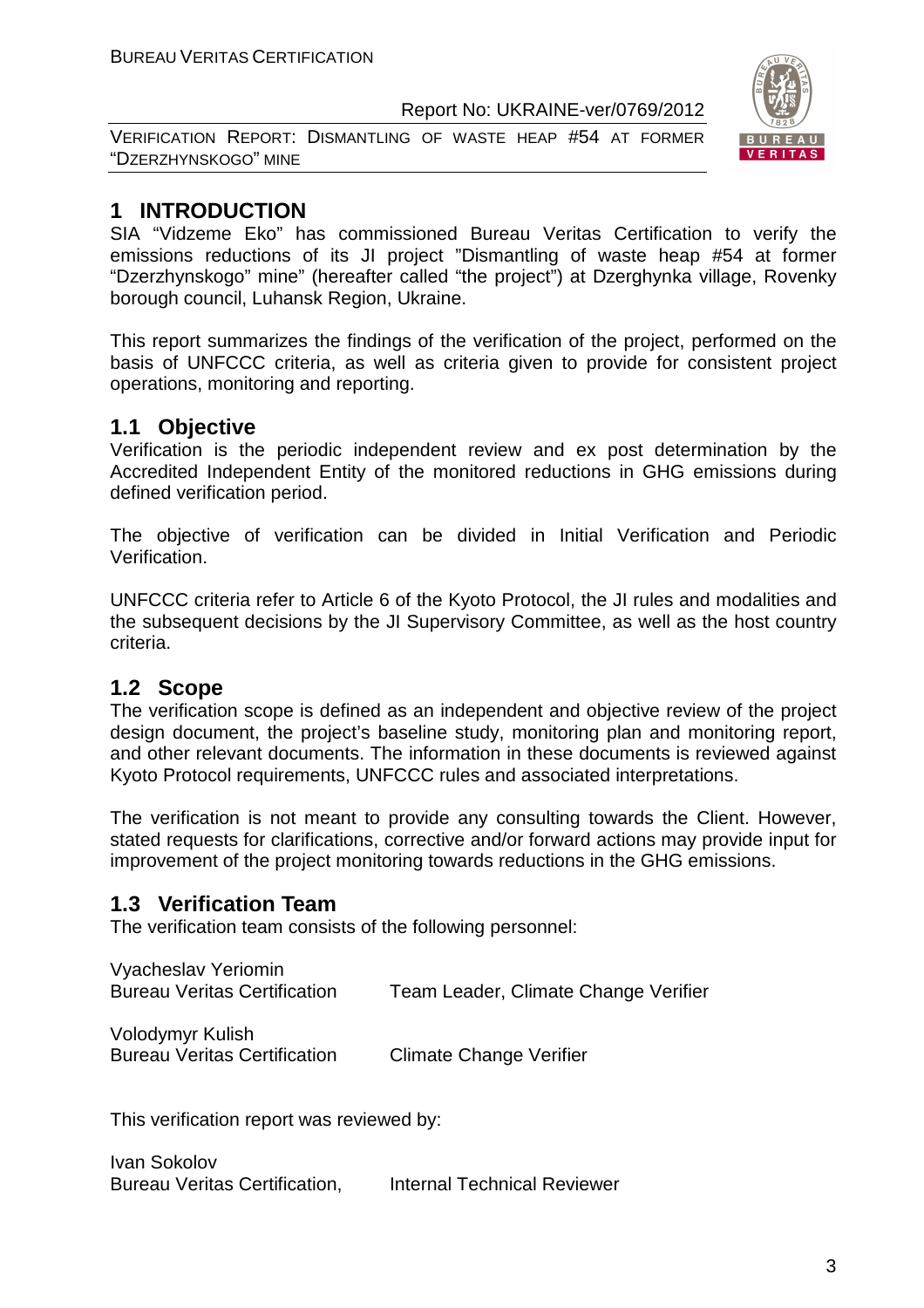# 1 INTRODUCTION

SIA "Vidzeme Eko" has commissioned Bureau Veritas Certification to verify the emissions reductions of its JI project "Dismantling of waste heap #54 at former "Dzerzhynskogo" mine" (hereafter called "the project") at Dzerghynka village, Rovenky borough council, Luhansk Region, Ukraine.

This report summarizes the findings of the verification of the project, performed on the basis of UNFCCC criteria, as well as criteria given to provide for consistent project operations, monitoring and reporting.

## 1.1 Objective

Verification is the periodic independent review and ex post determination by the Accredited Independent Entity of the monitored reductions in GHG emissions during defined verification period.

The objective of verification can be divided in Initial Verification and Periodic Verification.

UNFCCC criteria refer to Article 6 of the Kyoto Protocol, the JI rules and modalities and the subsequent decisions by the JI Supervisory Committee, as well as the host country criteria.

## 1.2 Scope

The verification scope is defined as an independent and objective review of the project design document, the project's baseline study, monitoring plan and monitoring report, and other relevant documents. The information in these documents is reviewed against Kyoto Protocol requirements, UNFCCC rules and associated interpretations.

The verification is not meant to provide any consulting towards the Client. However, stated requests for clarifications, corrective and/or forward actions may provide input for improvement of the project monitoring towards reductions in the GHG emissions.

## 1.3 Verification Team

The verification team consists of the following personnel:

Vyacheslav Yeriomin
Bureau Veritas Certification — Team Leader, Climate Change Verifier

Volodymyr Kulish
Bureau Veritas Certification — Climate Change Verifier

This verification report was reviewed by:

Ivan Sokolov
Bureau Veritas Certification, — Internal Technical Reviewer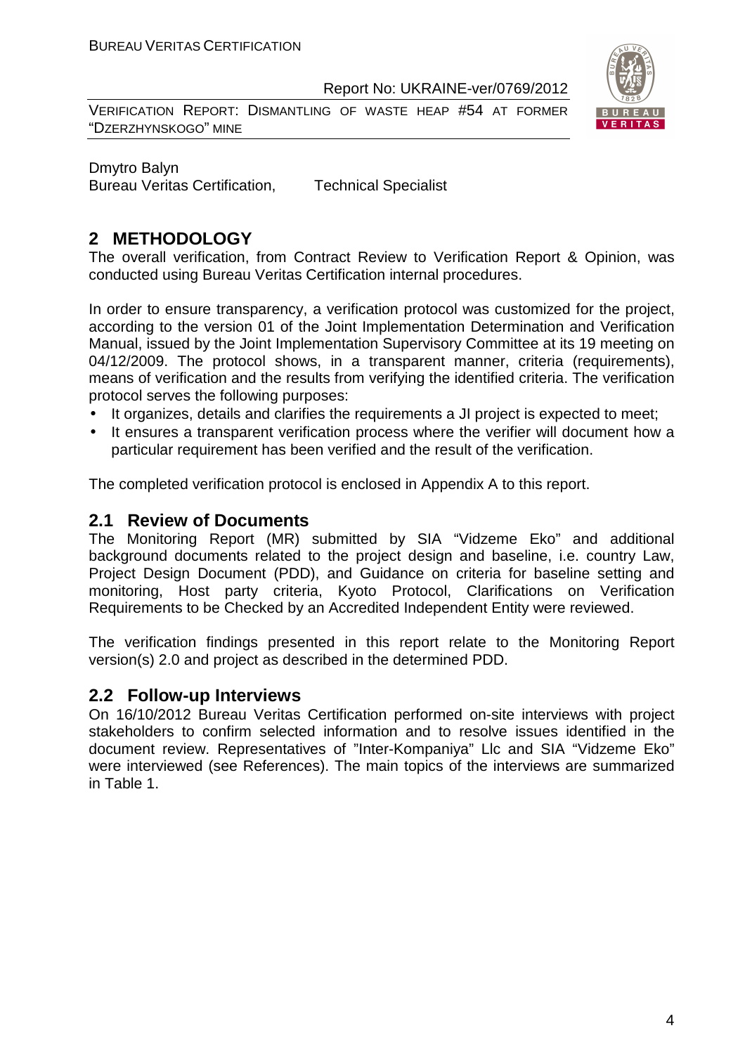Dmytro Balyn
Bureau Veritas Certification, Technical Specialist

## 2 METHODOLOGY

The overall verification, from Contract Review to Verification Report & Opinion, was conducted using Bureau Veritas Certification internal procedures.

In order to ensure transparency, a verification protocol was customized for the project, according to the version 01 of the Joint Implementation Determination and Verification Manual, issued by the Joint Implementation Supervisory Committee at its 19 meeting on 04/12/2009. The protocol shows, in a transparent manner, criteria (requirements), means of verification and the results from verifying the identified criteria. The verification protocol serves the following purposes:

- It organizes, details and clarifies the requirements a JI project is expected to meet;
- It ensures a transparent verification process where the verifier will document how a particular requirement has been verified and the result of the verification.

The completed verification protocol is enclosed in Appendix A to this report.

### 2.1 Review of Documents

The Monitoring Report (MR) submitted by SIA "Vidzeme Eko" and additional background documents related to the project design and baseline, i.e. country Law, Project Design Document (PDD), and Guidance on criteria for baseline setting and monitoring, Host party criteria, Kyoto Protocol, Clarifications on Verification Requirements to be Checked by an Accredited Independent Entity were reviewed.

The verification findings presented in this report relate to the Monitoring Report version(s) 2.0 and project as described in the determined PDD.

### 2.2 Follow-up Interviews

On 16/10/2012 Bureau Veritas Certification performed on-site interviews with project stakeholders to confirm selected information and to resolve issues identified in the document review. Representatives of "Inter-Kompaniya" Llc and SIA "Vidzeme Eko" were interviewed (see References). The main topics of the interviews are summarized in Table 1.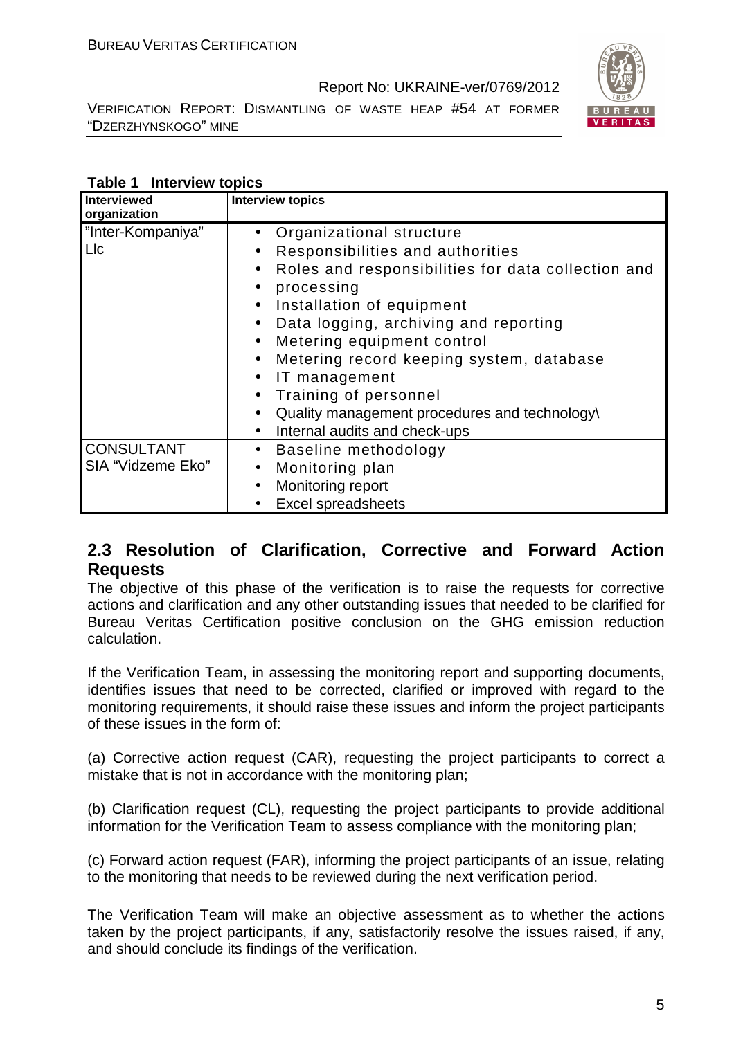**Table 1 Interview topics**

| Interviewed organization | Interview topics |
|---|---|
| "Inter-Kompaniya" Llc | • Organizational structure<br>• Responsibilities and authorities<br>• Roles and responsibilities for data collection and<br>• processing<br>• Installation of equipment<br>• Data logging, archiving and reporting<br>• Metering equipment control<br>• Metering record keeping system, database<br>• IT management<br>• Training of personnel<br>• Quality management procedures and technology\<br>• Internal audits and check-ups |
| CONSULTANT SIA "Vidzeme Eko" | • Baseline methodology<br>• Monitoring plan<br>• Monitoring report<br>• Excel spreadsheets |

## 2.3 Resolution of Clarification, Corrective and Forward Action Requests

The objective of this phase of the verification is to raise the requests for corrective actions and clarification and any other outstanding issues that needed to be clarified for Bureau Veritas Certification positive conclusion on the GHG emission reduction calculation.

If the Verification Team, in assessing the monitoring report and supporting documents, identifies issues that need to be corrected, clarified or improved with regard to the monitoring requirements, it should raise these issues and inform the project participants of these issues in the form of:

(a) Corrective action request (CAR), requesting the project participants to correct a mistake that is not in accordance with the monitoring plan;

(b) Clarification request (CL), requesting the project participants to provide additional information for the Verification Team to assess compliance with the monitoring plan;

(c) Forward action request (FAR), informing the project participants of an issue, relating to the monitoring that needs to be reviewed during the next verification period.

The Verification Team will make an objective assessment as to whether the actions taken by the project participants, if any, satisfactorily resolve the issues raised, if any, and should conclude its findings of the verification.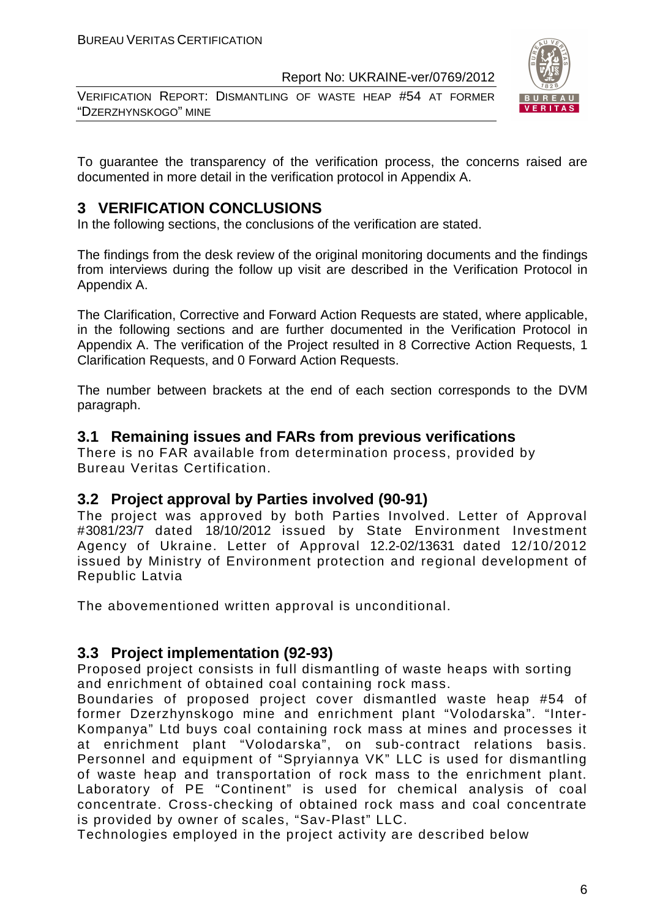To guarantee the transparency of the verification process, the concerns raised are documented in more detail in the verification protocol in Appendix A.

## 3 VERIFICATION CONCLUSIONS

In the following sections, the conclusions of the verification are stated.

The findings from the desk review of the original monitoring documents and the findings from interviews during the follow up visit are described in the Verification Protocol in Appendix A.

The Clarification, Corrective and Forward Action Requests are stated, where applicable, in the following sections and are further documented in the Verification Protocol in Appendix A. The verification of the Project resulted in 8 Corrective Action Requests, 1 Clarification Requests, and 0 Forward Action Requests.

The number between brackets at the end of each section corresponds to the DVM paragraph.

### 3.1 Remaining issues and FARs from previous verifications

There is no FAR available from determination process, provided by Bureau Veritas Certification.

### 3.2 Project approval by Parties involved (90-91)

The project was approved by both Parties Involved. Letter of Approval #3081/23/7 dated 18/10/2012 issued by State Environment Investment Agency of Ukraine. Letter of Approval 12.2-02/13631 dated 12/10/2012 issued by Ministry of Environment protection and regional development of Republic Latvia

The abovementioned written approval is unconditional.

### 3.3 Project implementation (92-93)

Proposed project consists in full dismantling of waste heaps with sorting and enrichment of obtained coal containing rock mass.

Boundaries of proposed project cover dismantled waste heap #54 of former Dzerzhynskogo mine and enrichment plant "Volodarska". "Inter-Kompanya" Ltd buys coal containing rock mass at mines and processes it at enrichment plant "Volodarska", on sub-contract relations basis. Personnel and equipment of "Spryiannya VK" LLC is used for dismantling of waste heap and transportation of rock mass to the enrichment plant. Laboratory of PE "Continent" is used for chemical analysis of coal concentrate. Cross-checking of obtained rock mass and coal concentrate is provided by owner of scales, "Sav-Plast" LLC.

Technologies employed in the project activity are described below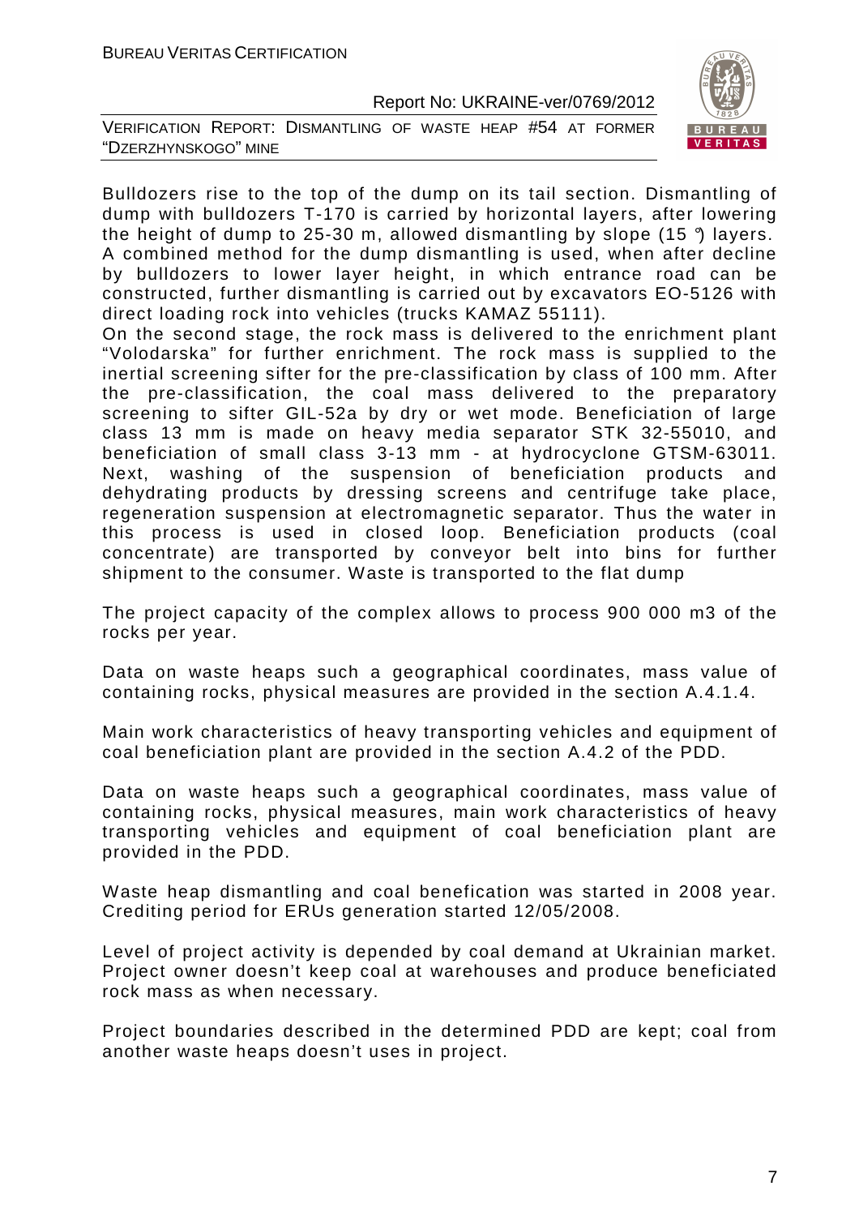Bulldozers rise to the top of the dump on its tail section. Dismantling of dump with bulldozers T-170 is carried by horizontal layers, after lowering the height of dump to 25-30 m, allowed dismantling by slope (15 °) layers. A combined method for the dump dismantling is used, when after decline by bulldozers to lower layer height, in which entrance road can be constructed, further dismantling is carried out by excavators EO-5126 with direct loading rock into vehicles (trucks KAMAZ 55111).

On the second stage, the rock mass is delivered to the enrichment plant "Volodarska" for further enrichment. The rock mass is supplied to the inertial screening sifter for the pre-classification by class of 100 mm. After the pre-classification, the coal mass delivered to the preparatory screening to sifter GIL-52a by dry or wet mode. Beneficiation of large class 13 mm is made on heavy media separator STK 32-55010, and beneficiation of small class 3-13 mm - at hydrocyclone GTSM-63011. Next, washing of the suspension of beneficiation products and dehydrating products by dressing screens and centrifuge take place, regeneration suspension at electromagnetic separator. Thus the water in this process is used in closed loop. Beneficiation products (coal concentrate) are transported by conveyor belt into bins for further shipment to the consumer. Waste is transported to the flat dump

The project capacity of the complex allows to process 900 000 m3 of the rocks per year.

Data on waste heaps such a geographical coordinates, mass value of containing rocks, physical measures are provided in the section A.4.1.4.

Main work characteristics of heavy transporting vehicles and equipment of coal beneficiation plant are provided in the section A.4.2 of the PDD.

Data on waste heaps such a geographical coordinates, mass value of containing rocks, physical measures, main work characteristics of heavy transporting vehicles and equipment of coal beneficiation plant are provided in the PDD.

Waste heap dismantling and coal benefication was started in 2008 year. Crediting period for ERUs generation started 12/05/2008.

Level of project activity is depended by coal demand at Ukrainian market. Project owner doesn't keep coal at warehouses and produce beneficiated rock mass as when necessary.

Project boundaries described in the determined PDD are kept; coal from another waste heaps doesn't uses in project.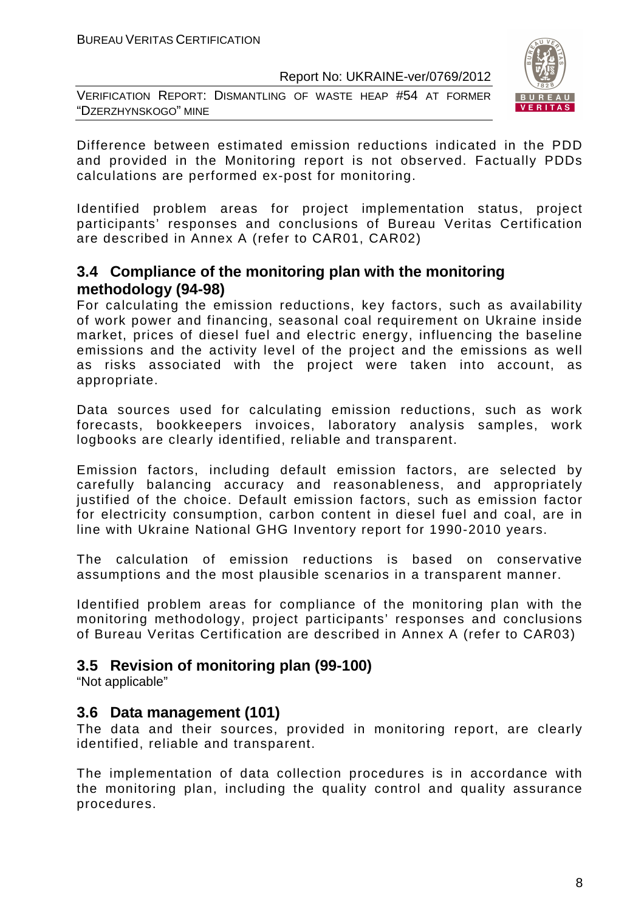Difference between estimated emission reductions indicated in the PDD and provided in the Monitoring report is not observed. Factually PDDs calculations are performed ex-post for monitoring.

Identified problem areas for project implementation status, project participants' responses and conclusions of Bureau Veritas Certification are described in Annex A (refer to CAR01, CAR02)

## 3.4 Compliance of the monitoring plan with the monitoring methodology (94-98)

For calculating the emission reductions, key factors, such as availability of work power and financing, seasonal coal requirement on Ukraine inside market, prices of diesel fuel and electric energy, influencing the baseline emissions and the activity level of the project and the emissions as well as risks associated with the project were taken into account, as appropriate.

Data sources used for calculating emission reductions, such as work forecasts, bookkeepers invoices, laboratory analysis samples, work logbooks are clearly identified, reliable and transparent.

Emission factors, including default emission factors, are selected by carefully balancing accuracy and reasonableness, and appropriately justified of the choice. Default emission factors, such as emission factor for electricity consumption, carbon content in diesel fuel and coal, are in line with Ukraine National GHG Inventory report for 1990-2010 years.

The calculation of emission reductions is based on conservative assumptions and the most plausible scenarios in a transparent manner.

Identified problem areas for compliance of the monitoring plan with the monitoring methodology, project participants' responses and conclusions of Bureau Veritas Certification are described in Annex A (refer to CAR03)

## 3.5 Revision of monitoring plan (99-100)

"Not applicable"

## 3.6 Data management (101)

The data and their sources, provided in monitoring report, are clearly identified, reliable and transparent.

The implementation of data collection procedures is in accordance with the monitoring plan, including the quality control and quality assurance procedures.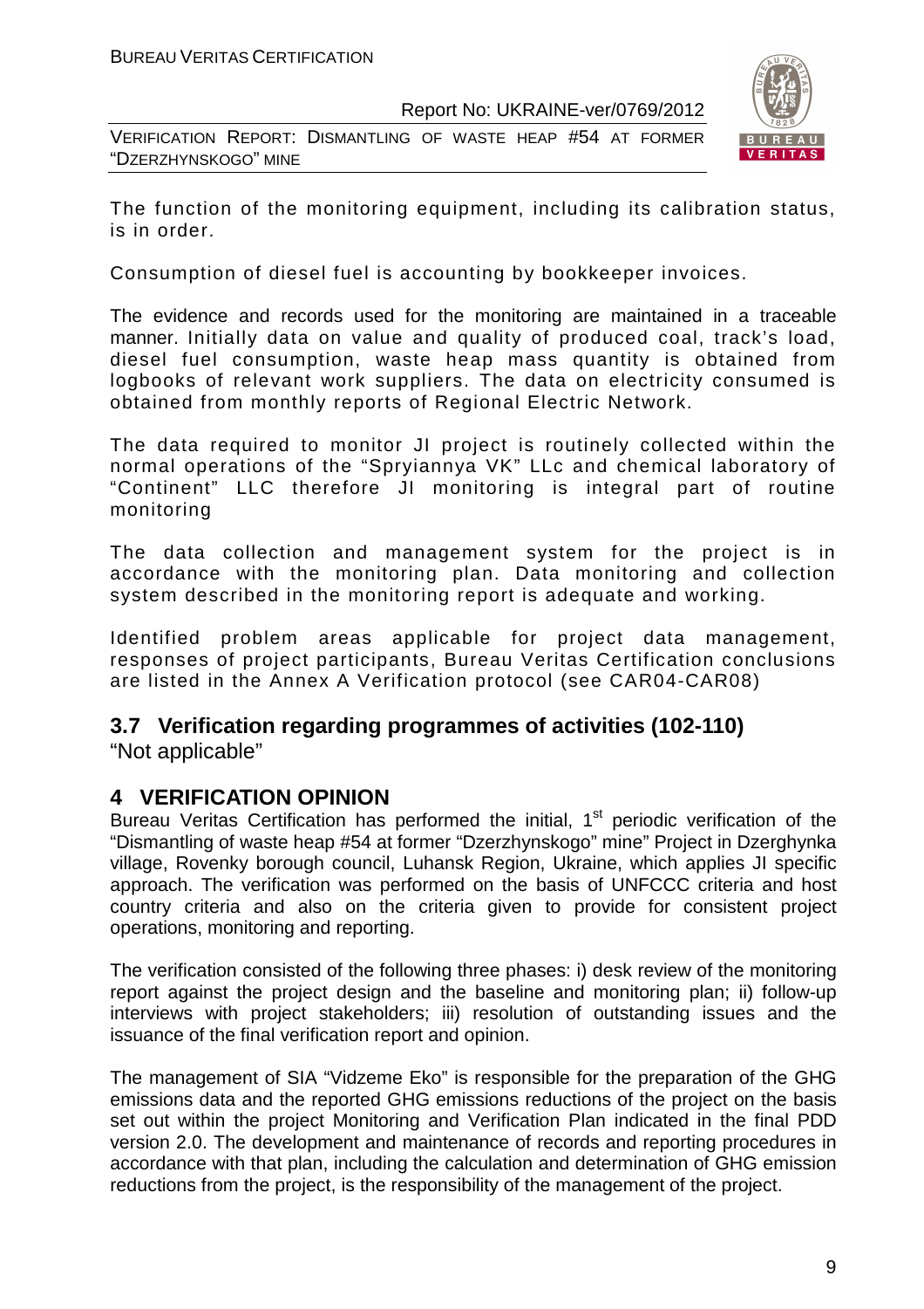The function of the monitoring equipment, including its calibration status, is in order.

Consumption of diesel fuel is accounting by bookkeeper invoices.

The evidence and records used for the monitoring are maintained in a traceable manner. Initially data on value and quality of produced coal, track's load, diesel fuel consumption, waste heap mass quantity is obtained from logbooks of relevant work suppliers. The data on electricity consumed is obtained from monthly reports of Regional Electric Network.

The data required to monitor JI project is routinely collected within the normal operations of the "Spryiannya VK" LLc and chemical laboratory of "Continent" LLC therefore JI monitoring is integral part of routine monitoring

The data collection and management system for the project is in accordance with the monitoring plan. Data monitoring and collection system described in the monitoring report is adequate and working.

Identified problem areas applicable for project data management, responses of project participants, Bureau Veritas Certification conclusions are listed in the Annex A Verification protocol (see CAR04-CAR08)

## 3.7 Verification regarding programmes of activities (102-110)

"Not applicable"

# 4 VERIFICATION OPINION

Bureau Veritas Certification has performed the initial, 1st periodic verification of the "Dismantling of waste heap #54 at former "Dzerzhynskogo" mine" Project in Dzerghynka village, Rovenky borough council, Luhansk Region, Ukraine, which applies JI specific approach. The verification was performed on the basis of UNFCCC criteria and host country criteria and also on the criteria given to provide for consistent project operations, monitoring and reporting.

The verification consisted of the following three phases: i) desk review of the monitoring report against the project design and the baseline and monitoring plan; ii) follow-up interviews with project stakeholders; iii) resolution of outstanding issues and the issuance of the final verification report and opinion.

The management of SIA "Vidzeme Eko" is responsible for the preparation of the GHG emissions data and the reported GHG emissions reductions of the project on the basis set out within the project Monitoring and Verification Plan indicated in the final PDD version 2.0. The development and maintenance of records and reporting procedures in accordance with that plan, including the calculation and determination of GHG emission reductions from the project, is the responsibility of the management of the project.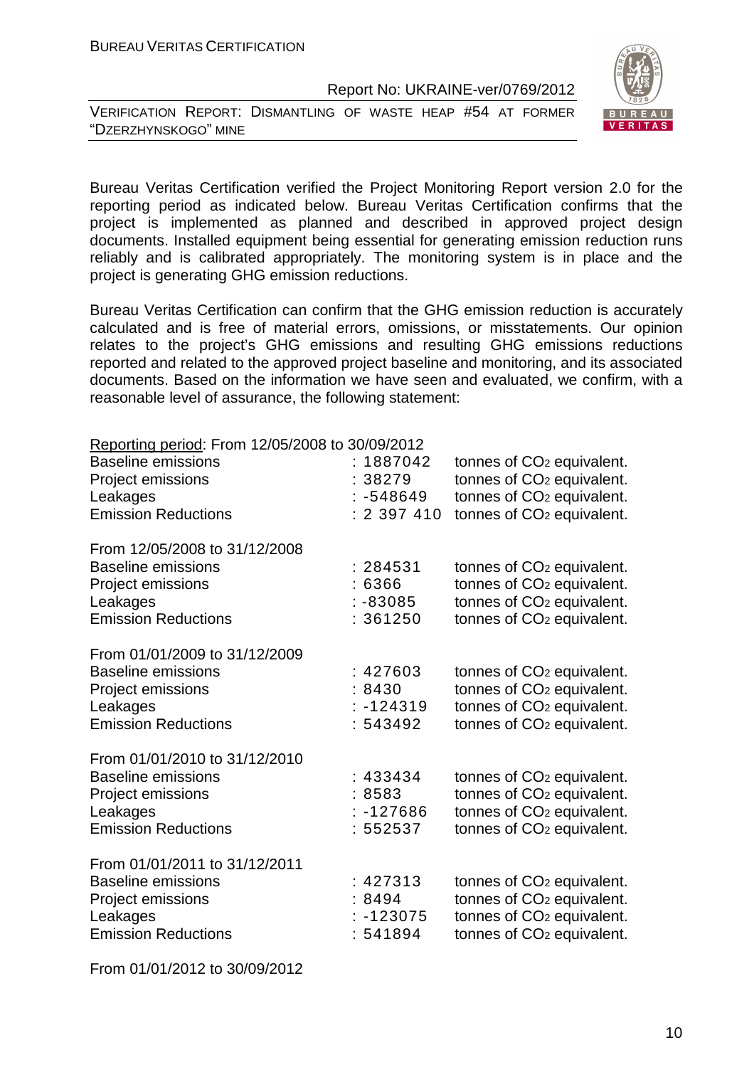Bureau Veritas Certification verified the Project Monitoring Report version 2.0 for the reporting period as indicated below. Bureau Veritas Certification confirms that the project is implemented as planned and described in approved project design documents. Installed equipment being essential for generating emission reduction runs reliably and is calibrated appropriately. The monitoring system is in place and the project is generating GHG emission reductions.

Bureau Veritas Certification can confirm that the GHG emission reduction is accurately calculated and is free of material errors, omissions, or misstatements. Our opinion relates to the project's GHG emissions and resulting GHG emissions reductions reported and related to the approved project baseline and monitoring, and its associated documents. Based on the information we have seen and evaluated, we confirm, with a reasonable level of assurance, the following statement:

Reporting period: From 12/05/2008 to 30/09/2012

| | | |
|---|---|---|
| Baseline emissions | : 1887042 | tonnes of $CO_2$ equivalent. |
| Project emissions | : 38279 | tonnes of $CO_2$ equivalent. |
| Leakages | : -548649 | tonnes of $CO_2$ equivalent. |
| Emission Reductions | : 2 397 410 | tonnes of $CO_2$ equivalent. |

From 12/05/2008 to 31/12/2008

| | | |
|---|---|---|
| Baseline emissions | : 284531 | tonnes of $CO_2$ equivalent. |
| Project emissions | : 6366 | tonnes of $CO_2$ equivalent. |
| Leakages | : -83085 | tonnes of $CO_2$ equivalent. |
| Emission Reductions | : 361250 | tonnes of $CO_2$ equivalent. |

From 01/01/2009 to 31/12/2009

| | | |
|---|---|---|
| Baseline emissions | : 427603 | tonnes of $CO_2$ equivalent. |
| Project emissions | : 8430 | tonnes of $CO_2$ equivalent. |
| Leakages | : -124319 | tonnes of $CO_2$ equivalent. |
| Emission Reductions | : 543492 | tonnes of $CO_2$ equivalent. |

From 01/01/2010 to 31/12/2010

| | | |
|---|---|---|
| Baseline emissions | : 433434 | tonnes of $CO_2$ equivalent. |
| Project emissions | : 8583 | tonnes of $CO_2$ equivalent. |
| Leakages | : -127686 | tonnes of $CO_2$ equivalent. |
| Emission Reductions | : 552537 | tonnes of $CO_2$ equivalent. |

From 01/01/2011 to 31/12/2011

| | | |
|---|---|---|
| Baseline emissions | : 427313 | tonnes of $CO_2$ equivalent. |
| Project emissions | : 8494 | tonnes of $CO_2$ equivalent. |
| Leakages | : -123075 | tonnes of $CO_2$ equivalent. |
| Emission Reductions | : 541894 | tonnes of $CO_2$ equivalent. |

From 01/01/2012 to 30/09/2012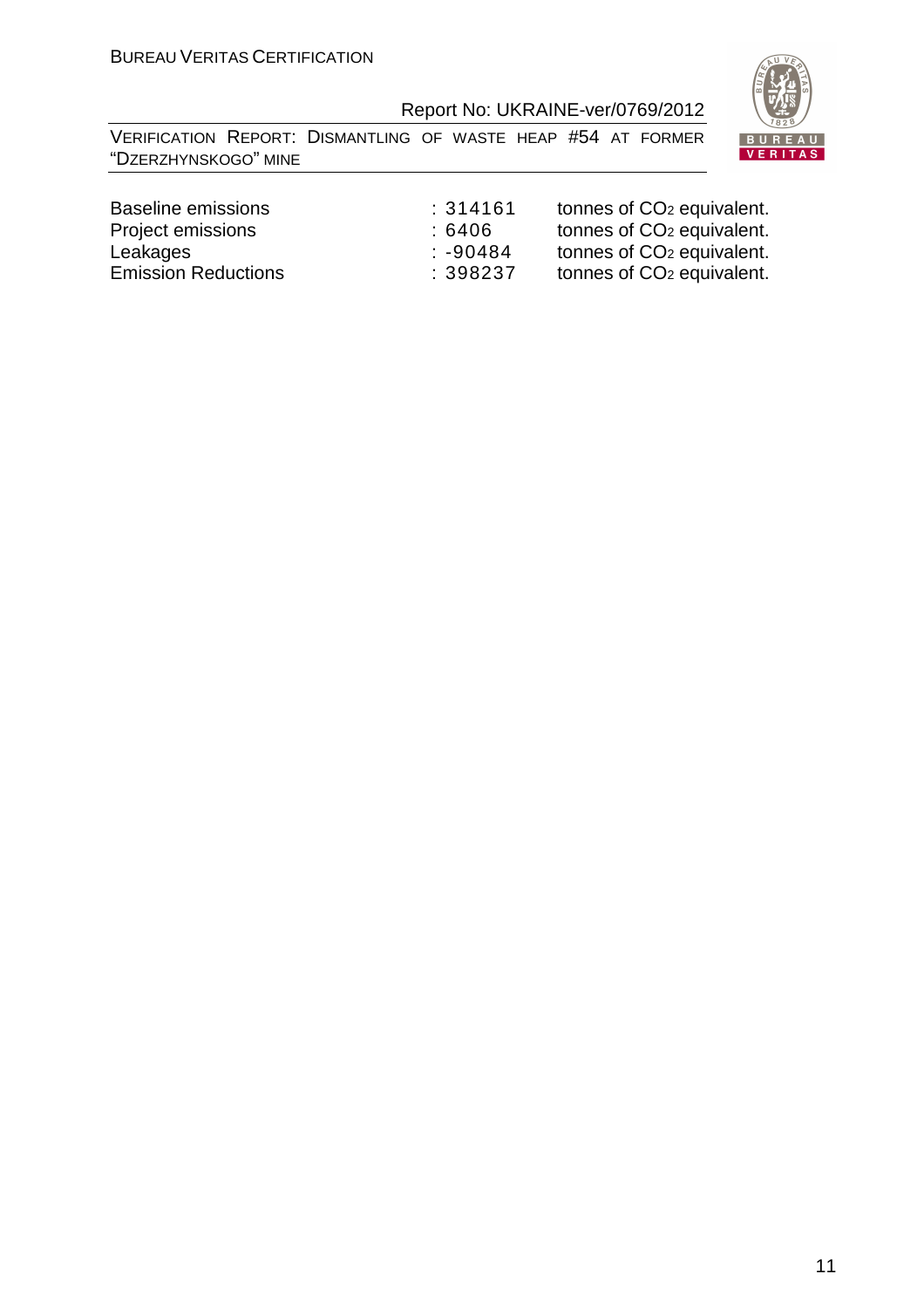| | | |
|---|---|---|
| Baseline emissions | : 314161 | tonnes of $CO_2$ equivalent. |
| Project emissions | : 6406 | tonnes of $CO_2$ equivalent. |
| Leakages | : -90484 | tonnes of $CO_2$ equivalent. |
| Emission Reductions | : 398237 | tonnes of $CO_2$ equivalent. |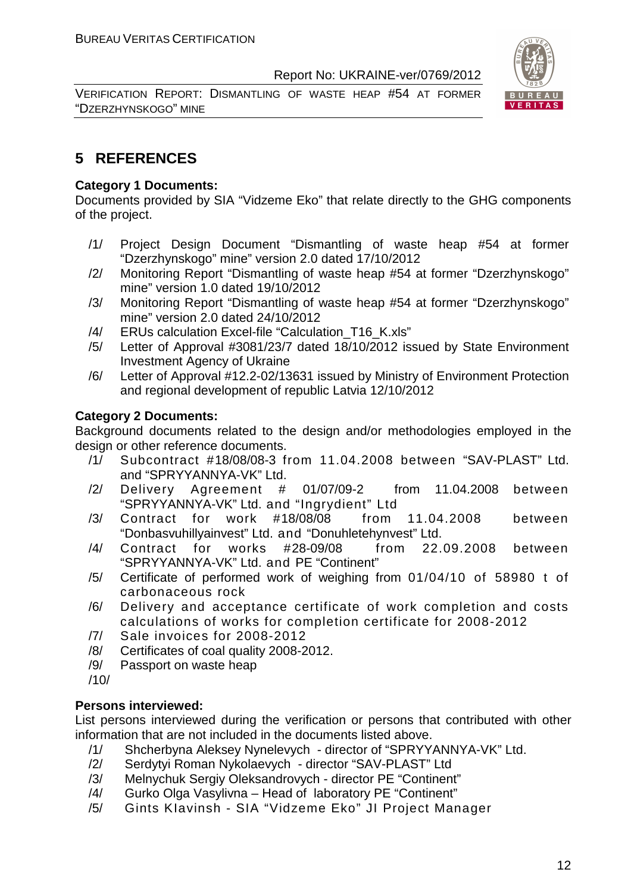## 5 REFERENCES

**Category 1 Documents:**

Documents provided by SIA "Vidzeme Eko" that relate directly to the GHG components of the project.

/1/ Project Design Document "Dismantling of waste heap #54 at former "Dzerzhynskogo" mine" version 2.0 dated 17/10/2012

/2/ Monitoring Report "Dismantling of waste heap #54 at former "Dzerzhynskogo" mine" version 1.0 dated 19/10/2012

/3/ Monitoring Report "Dismantling of waste heap #54 at former "Dzerzhynskogo" mine" version 2.0 dated 24/10/2012

/4/ ERUs calculation Excel-file "Calculation_T16_K.xls"

/5/ Letter of Approval #3081/23/7 dated 18/10/2012 issued by State Environment Investment Agency of Ukraine

/6/ Letter of Approval #12.2-02/13631 issued by Ministry of Environment Protection and regional development of republic Latvia 12/10/2012

**Category 2 Documents:**

Background documents related to the design and/or methodologies employed in the design or other reference documents.

/1/ Subcontract #18/08/08-3 from 11.04.2008 between "SAV-PLAST" Ltd. and "SPRYYANNYA-VK" Ltd.

/2/ Delivery Agreement # 01/07/09-2 from 11.04.2008 between "SPRYYANNYA-VK" Ltd. and "Ingrydient" Ltd

/3/ Contract for work #18/08/08 from 11.04.2008 between "Donbasvuhillyainvest" Ltd. and "Donuhletehynvest" Ltd.

/4/ Contract for works #28-09/08 from 22.09.2008 between "SPRYYANNYA-VK" Ltd. and PE "Continent"

/5/ Certificate of performed work of weighing from 01/04/10 of 58980 t of carbonaceous rock

/6/ Delivery and acceptance certificate of work completion and costs calculations of works for completion certificate for 2008-2012

/7/ Sale invoices for 2008-2012

/8/ Certificates of coal quality 2008-2012.

/9/ Passport on waste heap

/10/

**Persons interviewed:**

List persons interviewed during the verification or persons that contributed with other information that are not included in the documents listed above.

/1/ Shcherbyna Aleksey Nynelevych - director of "SPRYYANNYA-VK" Ltd.

/2/ Serdytyi Roman Nykolaevych - director "SAV-PLAST" Ltd

/3/ Melnychuk Sergiy Oleksandrovych - director PE "Continent"

/4/ Gurko Olga Vasylivna – Head of laboratory PE "Continent"

/5/ Gints Klavinsh - SIA "Vidzeme Eko" JI Project Manager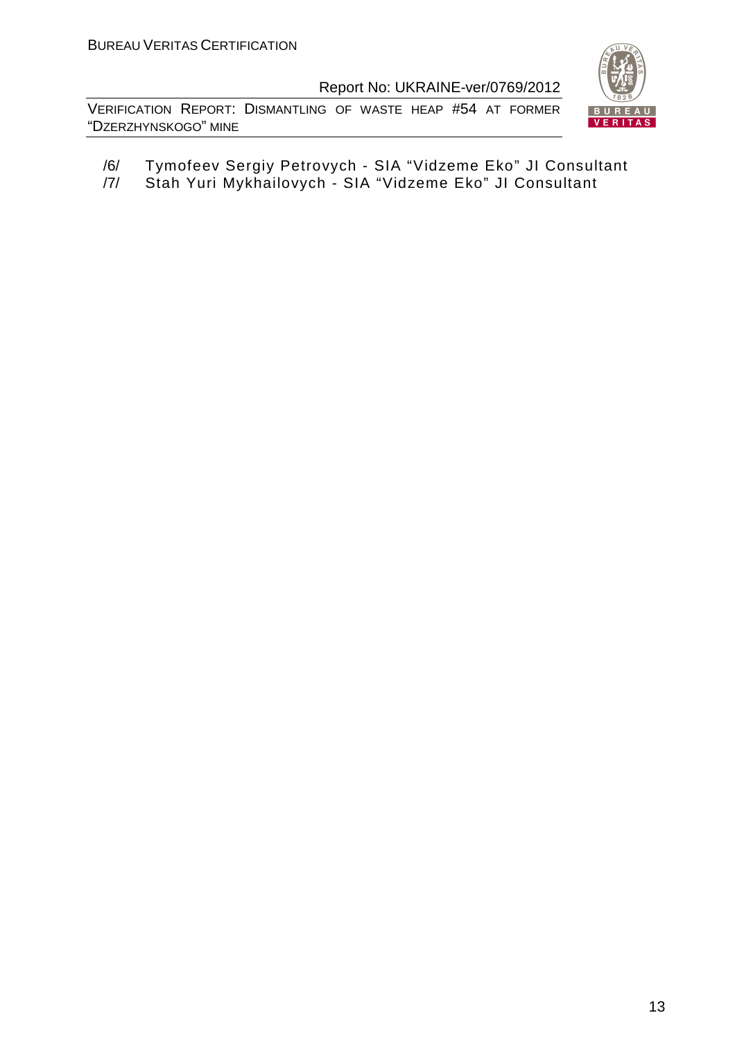/6/ Tymofeev Sergiy Petrovych - SIA "Vidzeme Eko" JI Consultant

/7/ Stah Yuri Mykhailovych - SIA "Vidzeme Eko" JI Consultant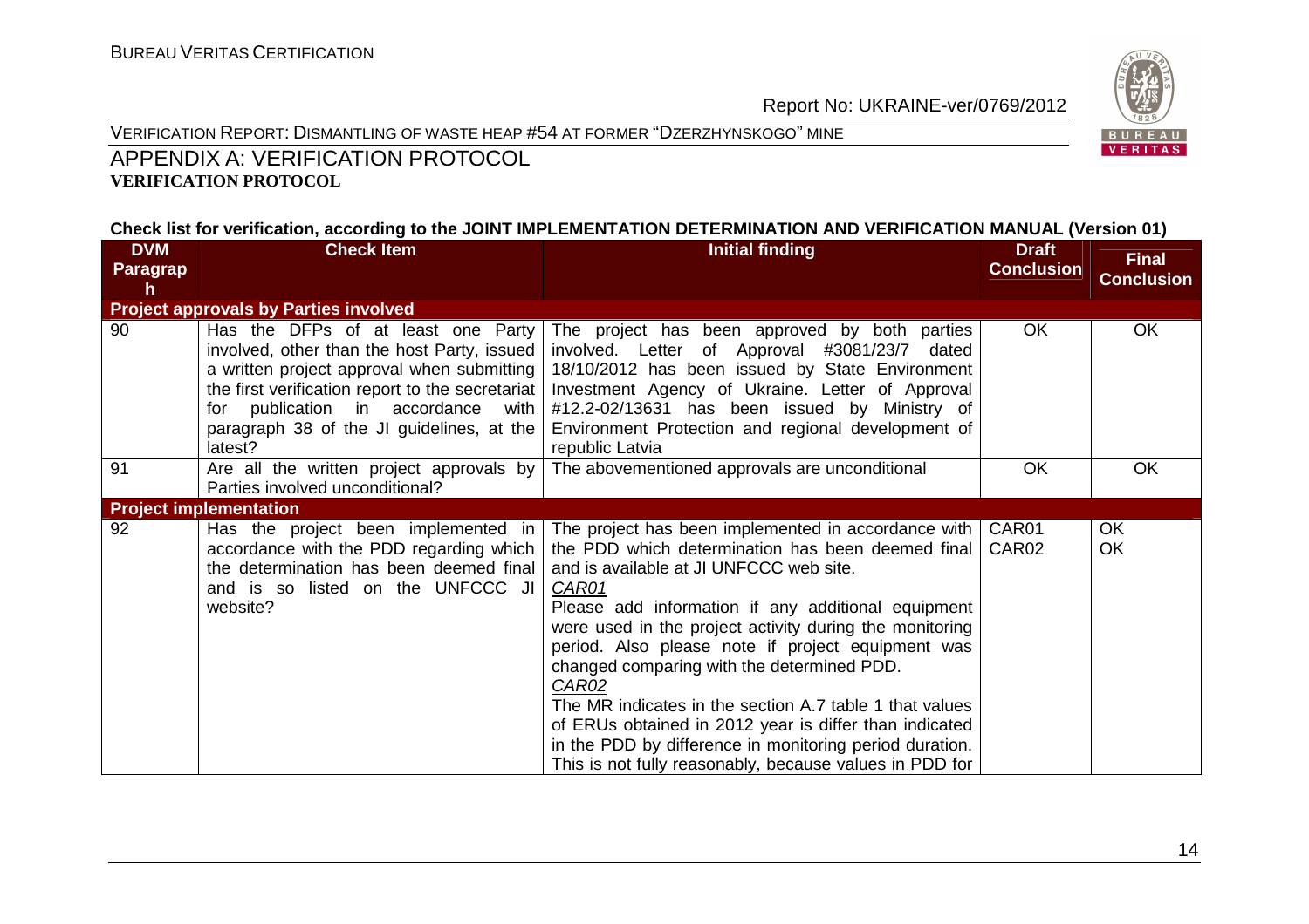VERIFICATION REPORT: DISMANTLING OF WASTE HEAP #54 AT FORMER "DZERZHYNSKOGO" MINE

## APPENDIX A: VERIFICATION PROTOCOL

**VERIFICATION PROTOCOL**

**Check list for verification, according to the JOINT IMPLEMENTATION DETERMINATION AND VERIFICATION MANUAL (Version 01)**

| DVM Paragraph | Check Item | Initial finding | Draft Conclusion | Final Conclusion |
|---|---|---|---|---|
| **Project approvals by Parties involved** | | | | |
| 90 | Has the DFPs of at least one Party involved, other than the host Party, issued a written project approval when submitting the first verification report to the secretariat for publication in accordance with paragraph 38 of the JI guidelines, at the latest? | The project has been approved by both parties involved. Letter of Approval #3081/23/7 dated 18/10/2012 has been issued by State Environment Investment Agency of Ukraine. Letter of Approval #12.2-02/13631 has been issued by Ministry of Environment Protection and regional development of republic Latvia | OK | OK |
| 91 | Are all the written project approvals by Parties involved unconditional? | The abovementioned approvals are unconditional | OK | OK |
| **Project implementation** | | | | |
| 92 | Has the project been implemented in accordance with the PDD regarding which the determination has been deemed final and is so listed on the UNFCCC JI website? | The project has been implemented in accordance with the PDD which determination has been deemed final and is available at JI UNFCCC web site.<br>*CAR01*<br>Please add information if any additional equipment were used in the project activity during the monitoring period. Also please note if project equipment was changed comparing with the determined PDD.<br>*CAR02*<br>The MR indicates in the section A.7 table 1 that values of ERUs obtained in 2012 year is differ than indicated in the PDD by difference in monitoring period duration. This is not fully reasonably, because values in PDD for | CAR01<br>CAR02 | OK<br>OK |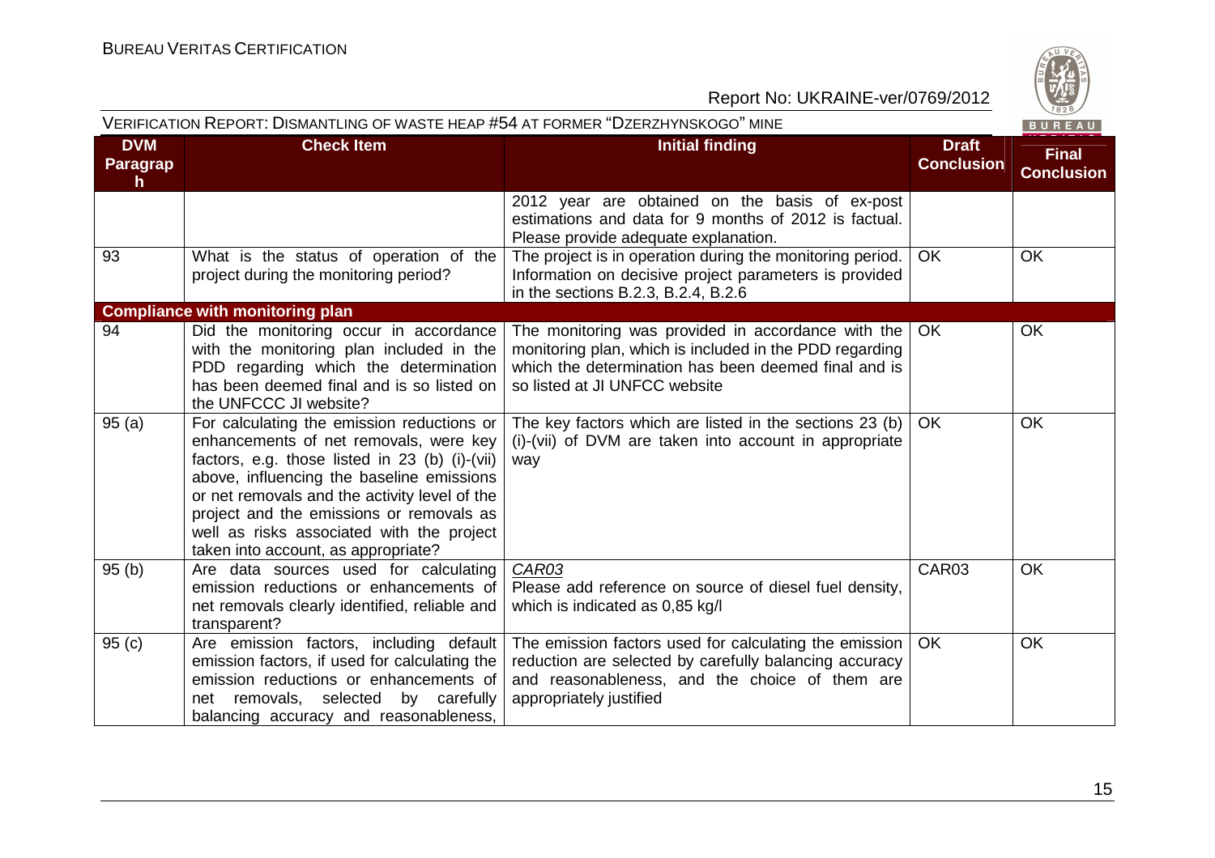| DVM Paragraph | Check Item | Initial finding | Draft Conclusion | Final Conclusion |
|---|---|---|---|---|
| | | 2012 year are obtained on the basis of ex-post estimations and data for 9 months of 2012 is factual. Please provide adequate explanation. | | |
| 93 | What is the status of operation of the project during the monitoring period? | The project is in operation during the monitoring period. Information on decisive project parameters is provided in the sections B.2.3, B.2.4, B.2.6 | OK | OK |
| **Compliance with monitoring plan** | | | | |
| 94 | Did the monitoring occur in accordance with the monitoring plan included in the PDD regarding which the determination has been deemed final and is so listed on the UNFCCC JI website? | The monitoring was provided in accordance with the monitoring plan, which is included in the PDD regarding which the determination has been deemed final and is so listed at JI UNFCC website | OK | OK |
| 95 (a) | For calculating the emission reductions or enhancements of net removals, were key factors, e.g. those listed in 23 (b) (i)-(vii) above, influencing the baseline emissions or net removals and the activity level of the project and the emissions or removals as well as risks associated with the project taken into account, as appropriate? | The key factors which are listed in the sections 23 (b) (i)-(vii) of DVM are taken into account in appropriate way | OK | OK |
| 95 (b) | Are data sources used for calculating emission reductions or enhancements of net removals clearly identified, reliable and transparent? | *CAR03*<br>Please add reference on source of diesel fuel density, which is indicated as 0,85 kg/l | CAR03 | OK |
| 95 (c) | Are emission factors, including default emission factors, if used for calculating the emission reductions or enhancements of net removals, selected by carefully balancing accuracy and reasonableness, | The emission factors used for calculating the emission reduction are selected by carefully balancing accuracy and reasonableness, and the choice of them are appropriately justified | OK | OK |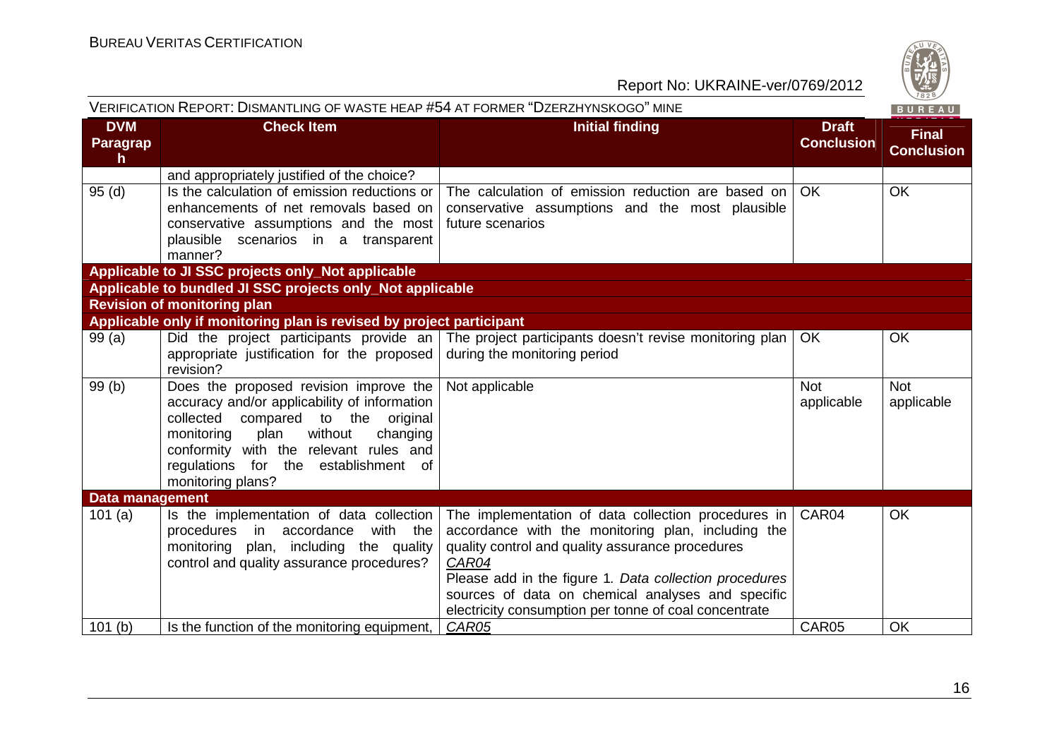| DVM Paragraph | Check Item | Initial finding | Draft Conclusion | Final Conclusion |
|---|---|---|---|---|
| | and appropriately justified of the choice? | | | |
| 95 (d) | Is the calculation of emission reductions or enhancements of net removals based on conservative assumptions and the most plausible scenarios in a transparent manner? | The calculation of emission reduction are based on conservative assumptions and the most plausible future scenarios | OK | OK |
| **Applicable to JI SSC projects only_Not applicable** | | | | |
| **Applicable to bundled JI SSC projects only_Not applicable** | | | | |
| **Revision of monitoring plan** | | | | |
| **Applicable only if monitoring plan is revised by project participant** | | | | |
| 99 (a) | Did the project participants provide an appropriate justification for the proposed revision? | The project participants doesn't revise monitoring plan during the monitoring period | OK | OK |
| 99 (b) | Does the proposed revision improve the accuracy and/or applicability of information collected compared to the original monitoring plan without changing conformity with the relevant rules and regulations for the establishment of monitoring plans? | Not applicable | Not applicable | Not applicable |
| **Data management** | | | | |
| 101 (a) | Is the implementation of data collection procedures in accordance with the monitoring plan, including the quality control and quality assurance procedures? | The implementation of data collection procedures in accordance with the monitoring plan, including the quality control and quality assurance procedures<br>*CAR04*<br>Please add in the figure 1. *Data collection procedures* sources of data on chemical analyses and specific electricity consumption per tonne of coal concentrate | CAR04 | OK |
| 101 (b) | Is the function of the monitoring equipment, | *CAR05* | CAR05 | OK |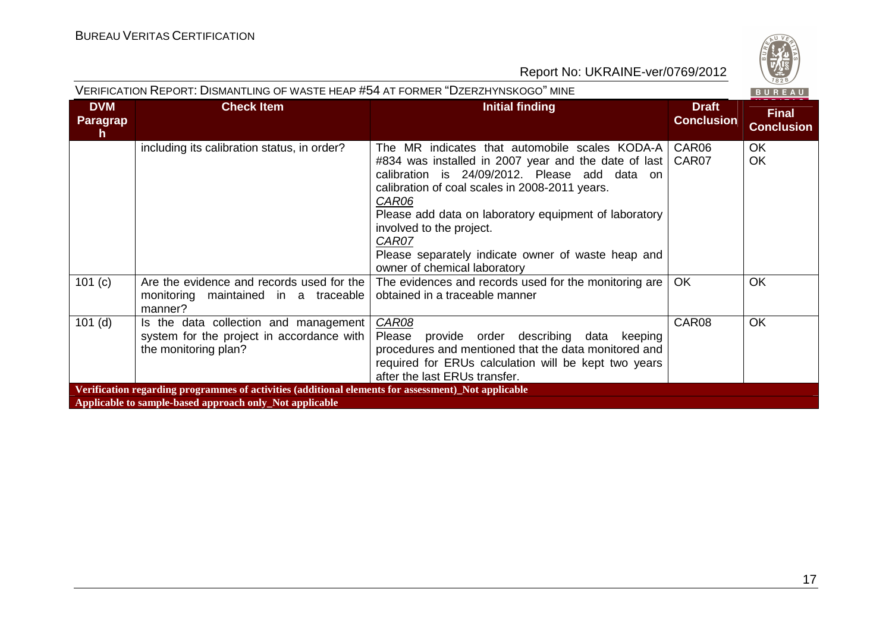| DVM Paragraph | Check Item | Initial finding | Draft Conclusion | Final Conclusion |
|---|---|---|---|---|
| | including its calibration status, in order? | The MR indicates that automobile scales KODA-A #834 was installed in 2007 year and the date of last calibration is 24/09/2012. Please add data on calibration of coal scales in 2008-2011 years.<br>*CAR06*<br>Please add data on laboratory equipment of laboratory involved to the project.<br>*CAR07*<br>Please separately indicate owner of waste heap and owner of chemical laboratory | CAR06<br>CAR07 | OK<br>OK |
| 101 (c) | Are the evidence and records used for the monitoring maintained in a traceable manner? | The evidences and records used for the monitoring are obtained in a traceable manner | OK | OK |
| 101 (d) | Is the data collection and management system for the project in accordance with the monitoring plan? | *CAR08*<br>Please provide order describing data keeping procedures and mentioned that the data monitored and required for ERUs calculation will be kept two years after the last ERUs transfer. | CAR08 | OK |
| **Verification regarding programmes of activities (additional elements for assessment)_Not applicable** | | | | |
| **Applicable to sample-based approach only_Not applicable** | | | | |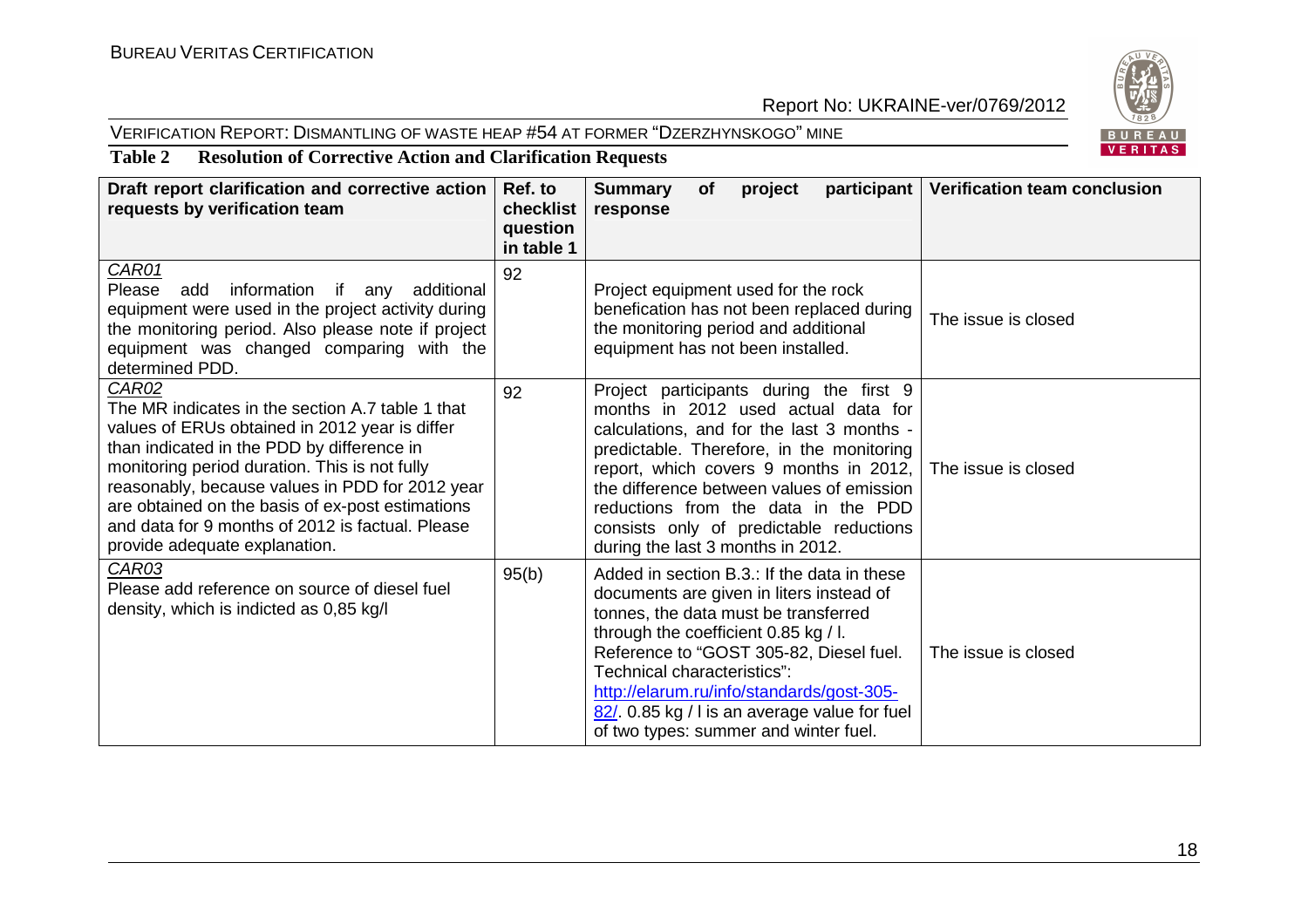**Table 2 Resolution of Corrective Action and Clarification Requests**

| Draft report clarification and corrective action requests by verification team | Ref. to checklist question in table 1 | Summary of project participant response | Verification team conclusion |
|---|---|---|---|
| *CAR01*<br>Please add information if any additional equipment were used in the project activity during the monitoring period. Also please note if project equipment was changed comparing with the determined PDD. | 92 | Project equipment used for the rock benefication has not been replaced during the monitoring period and additional equipment has not been installed. | The issue is closed |
| *CAR02*<br>The MR indicates in the section A.7 table 1 that values of ERUs obtained in 2012 year is differ than indicated in the PDD by difference in monitoring period duration. This is not fully reasonably, because values in PDD for 2012 year are obtained on the basis of ex-post estimations and data for 9 months of 2012 is factual. Please provide adequate explanation. | 92 | Project participants during the first 9 months in 2012 used actual data for calculations, and for the last 3 months - predictable. Therefore, in the monitoring report, which covers 9 months in 2012, the difference between values of emission reductions from the data in the PDD consists only of predictable reductions during the last 3 months in 2012. | The issue is closed |
| *CAR03*<br>Please add reference on source of diesel fuel density, which is indicted as 0,85 kg/l | 95(b) | Added in section B.3.: If the data in these documents are given in liters instead of tonnes, the data must be transferred through the coefficient 0.85 kg / l. Reference to "GOST 305-82, Diesel fuel. Technical characteristics": http://elarum.ru/info/standards/gost-305-82/. 0.85 kg / l is an average value for fuel of two types: summer and winter fuel. | The issue is closed |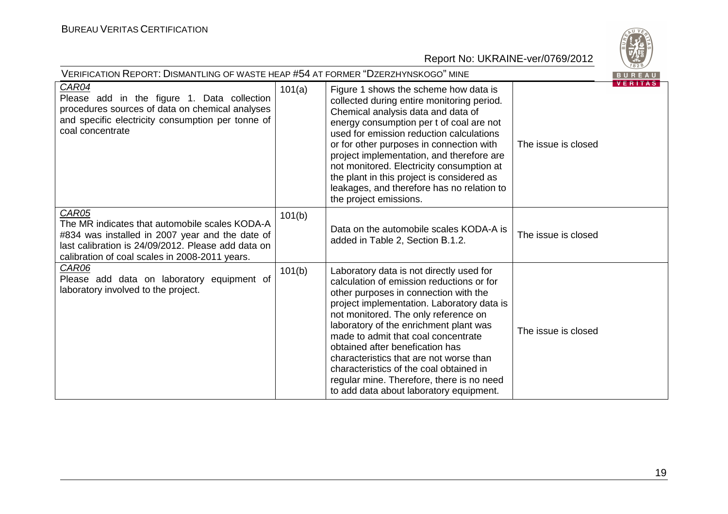| CAR04<br>Please add in the figure 1. Data collection procedures sources of data on chemical analyses and specific electricity consumption per tonne of coal concentrate | 101(a) | Figure 1 shows the scheme how data is collected during entire monitoring period. Chemical analysis data and data of energy consumption per t of coal are not used for emission reduction calculations or for other purposes in connection with project implementation, and therefore are not monitored. Electricity consumption at the plant in this project is considered as leakages, and therefore has no relation to the project emissions. | The issue is closed |
|---|---|---|---|
| CAR05<br>The MR indicates that automobile scales KODA-A #834 was installed in 2007 year and the date of last calibration is 24/09/2012. Please add data on calibration of coal scales in 2008-2011 years. | 101(b) | Data on the automobile scales KODA-A is added in Table 2, Section B.1.2. | The issue is closed |
| CAR06<br>Please add data on laboratory equipment of laboratory involved to the project. | 101(b) | Laboratory data is not directly used for calculation of emission reductions or for other purposes in connection with the project implementation. Laboratory data is not monitored. The only reference on laboratory of the enrichment plant was made to admit that coal concentrate obtained after benefication has characteristics that are not worse than characteristics of the coal obtained in regular mine. Therefore, there is no need to add data about laboratory equipment. | The issue is closed |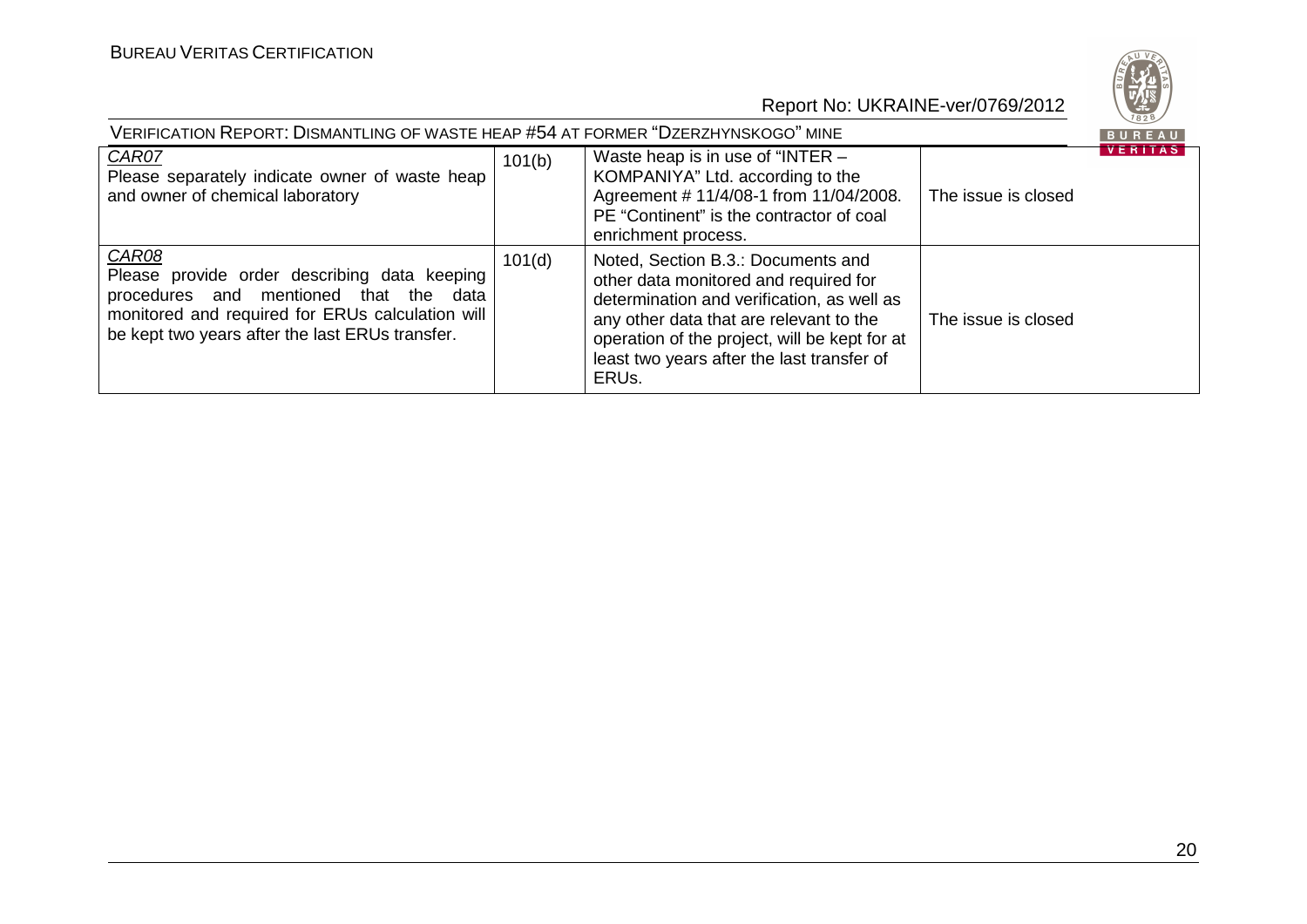| | | | |
|---|---|---|---|
| *CAR07*<br>Please separately indicate owner of waste heap and owner of chemical laboratory | 101(b) | Waste heap is in use of "INTER – KOMPANIYA" Ltd. according to the Agreement # 11/4/08-1 from 11/04/2008. PE "Continent" is the contractor of coal enrichment process. | The issue is closed |
| *CAR08*<br>Please provide order describing data keeping procedures and mentioned that the data monitored and required for ERUs calculation will be kept two years after the last ERUs transfer. | 101(d) | Noted, Section B.3.: Documents and other data monitored and required for determination and verification, as well as any other data that are relevant to the operation of the project, will be kept for at least two years after the last transfer of ERUs. | The issue is closed |